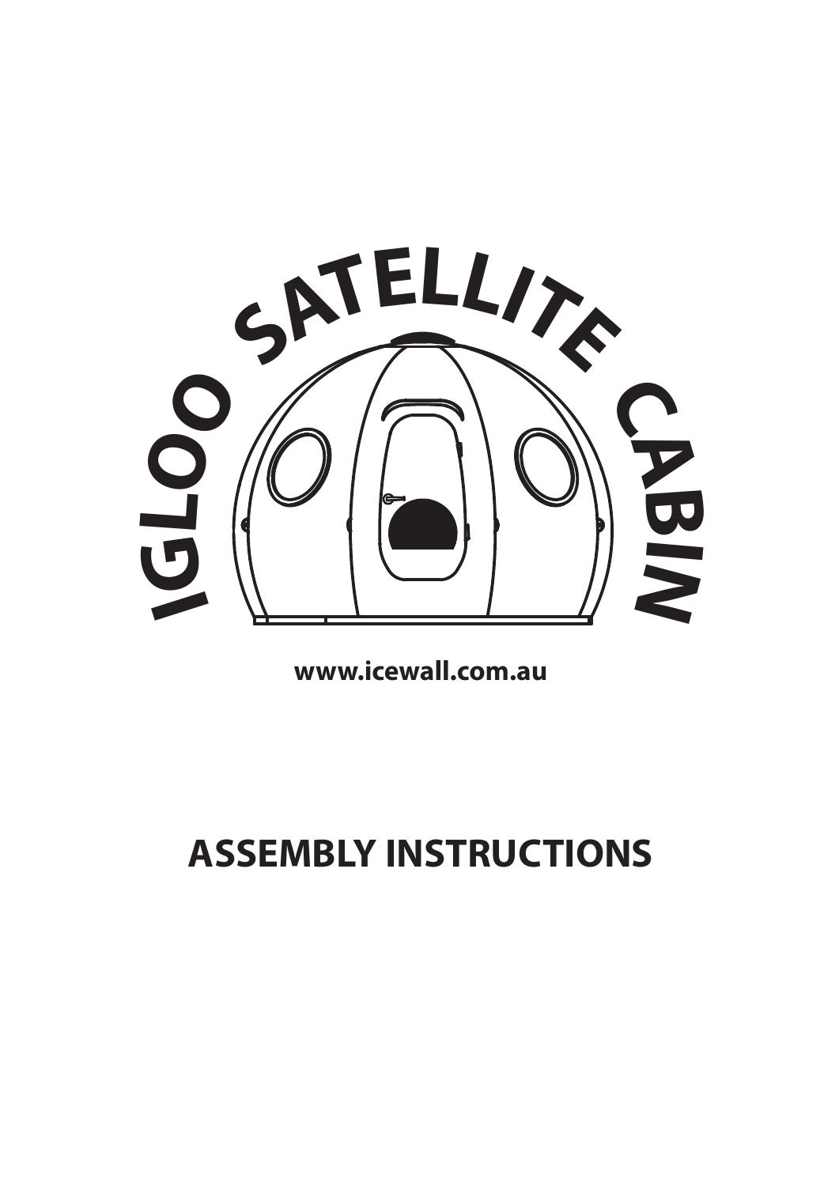# IGLOO SATELLITE CABIN

www.icewall.com.au

# ASSEMBLY INSTRUCTIONS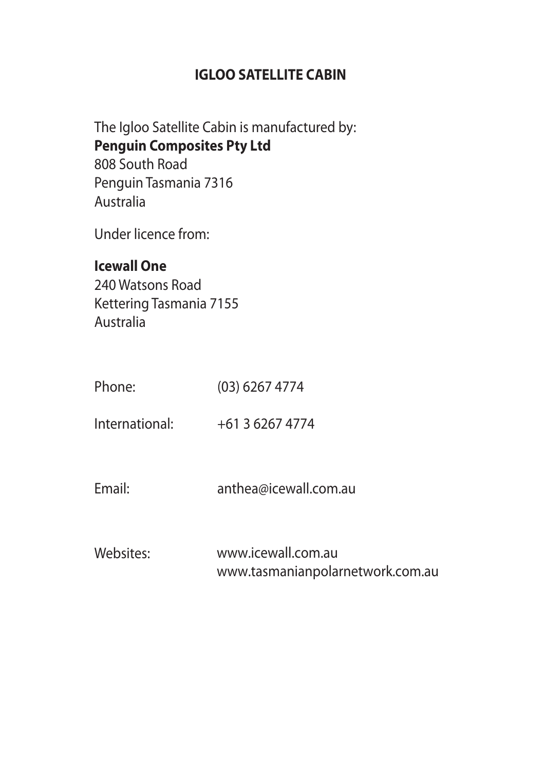## IGLOO SATELLITE CABIN

The Igloo Satellite Cabin is manufactured by:
**Penguin Composites Pty Ltd**
808 South Road
Penguin Tasmania 7316
Australia

Under licence from:

**Icewall One**
240 Watsons Road
Kettering Tasmania 7155
Australia

Phone: (03) 6267 4774

International: +61 3 6267 4774

Email: anthea@icewall.com.au

Websites: www.icewall.com.au
www.tasmanianpolarnetwork.com.au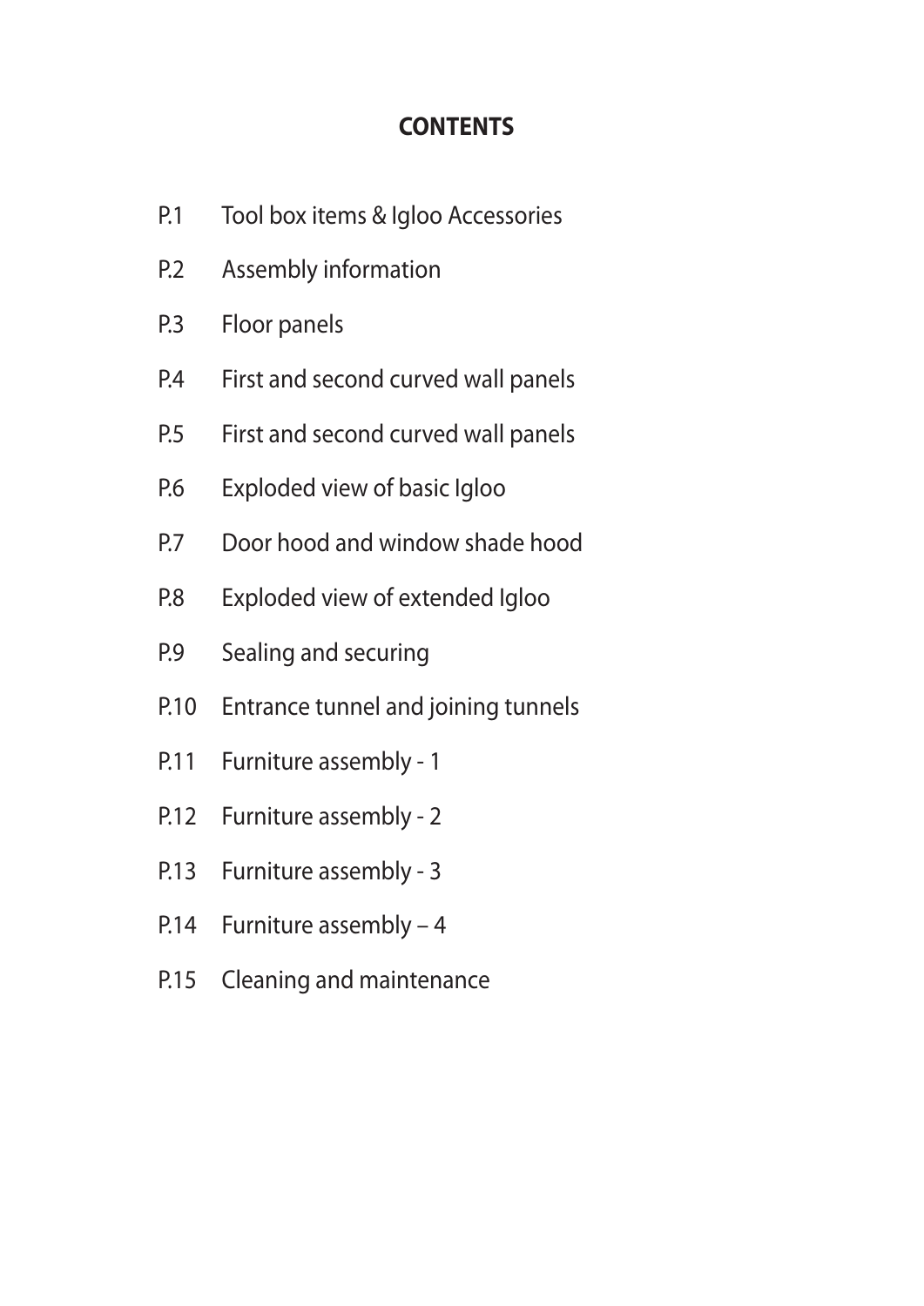# CONTENTS

| | |
|---|---|
| P.1 | Tool box items & Igloo Accessories |
| P.2 | Assembly information |
| P.3 | Floor panels |
| P.4 | First and second curved wall panels |
| P.5 | First and second curved wall panels |
| P.6 | Exploded view of basic Igloo |
| P.7 | Door hood and window shade hood |
| P.8 | Exploded view of extended Igloo |
| P.9 | Sealing and securing |
| P.10 | Entrance tunnel and joining tunnels |
| P.11 | Furniture assembly - 1 |
| P.12 | Furniture assembly - 2 |
| P.13 | Furniture assembly - 3 |
| P.14 | Furniture assembly – 4 |
| P.15 | Cleaning and maintenance |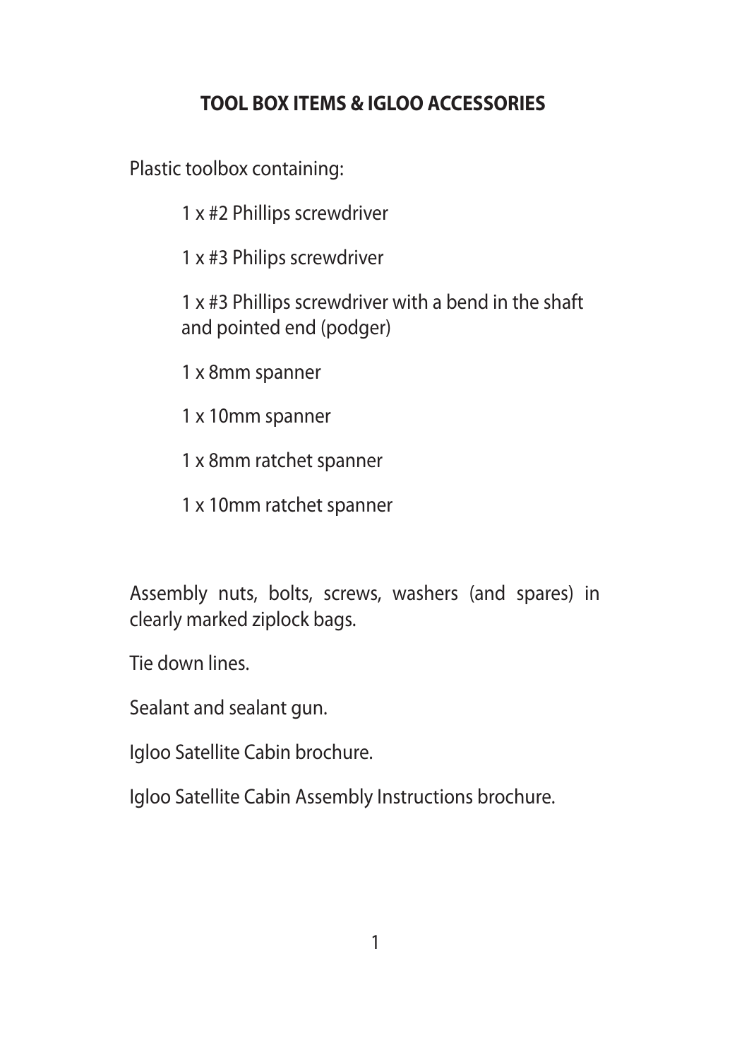## TOOL BOX ITEMS & IGLOO ACCESSORIES

Plastic toolbox containing:

- 1 x #2 Phillips screwdriver
- 1 x #3 Philips screwdriver
- 1 x #3 Phillips screwdriver with a bend in the shaft and pointed end (podger)
- 1 x 8mm spanner
- 1 x 10mm spanner
- 1 x 8mm ratchet spanner
- 1 x 10mm ratchet spanner

Assembly nuts, bolts, screws, washers (and spares) in clearly marked ziplock bags.

Tie down lines.

Sealant and sealant gun.

Igloo Satellite Cabin brochure.

Igloo Satellite Cabin Assembly Instructions brochure.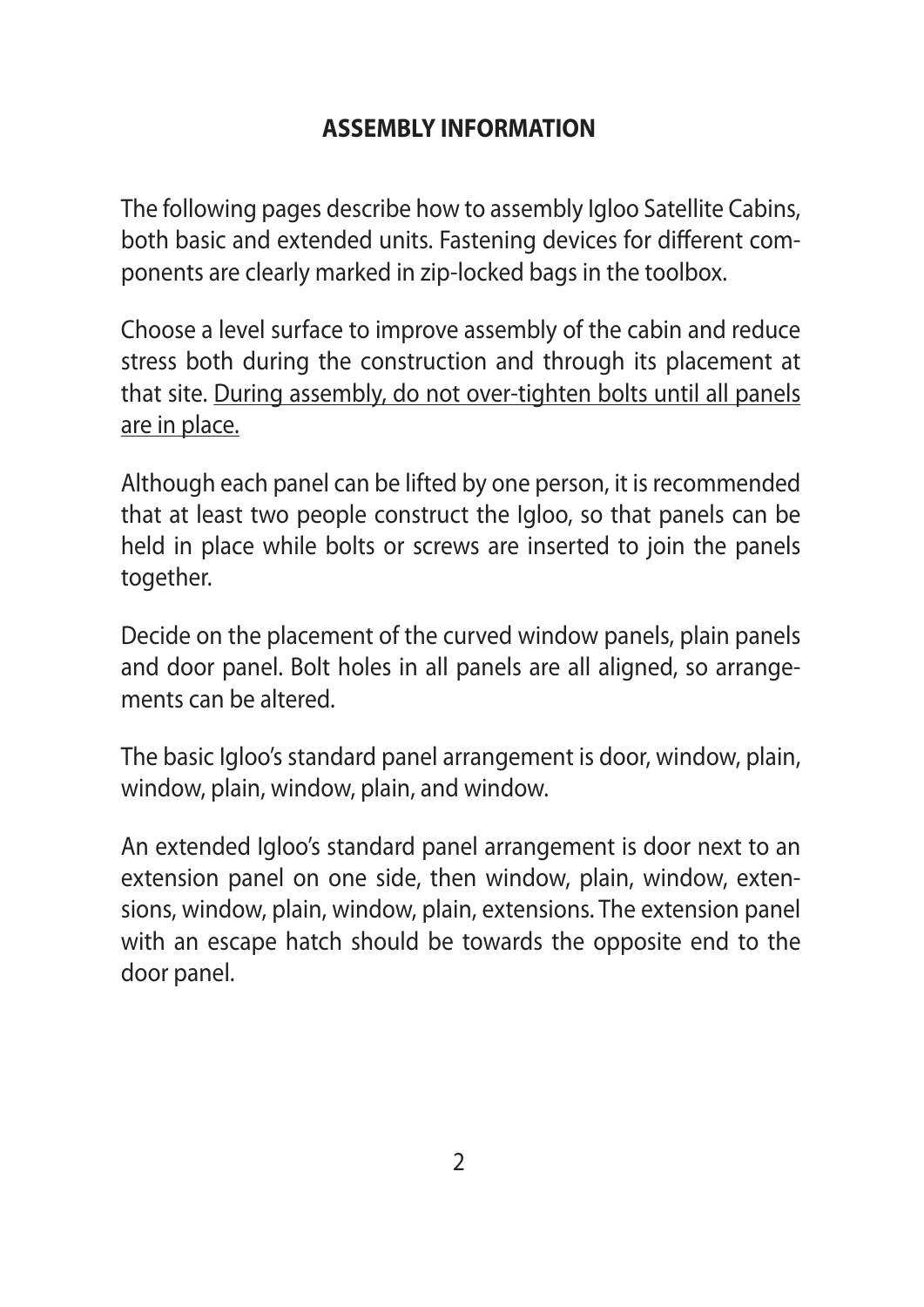## ASSEMBLY INFORMATION

The following pages describe how to assembly Igloo Satellite Cabins, both basic and extended units. Fastening devices for different components are clearly marked in zip-locked bags in the toolbox.

Choose a level surface to improve assembly of the cabin and reduce stress both during the construction and through its placement at that site. <u>During assembly, do not over-tighten bolts until all panels are in place.</u>

Although each panel can be lifted by one person, it is recommended that at least two people construct the Igloo, so that panels can be held in place while bolts or screws are inserted to join the panels together.

Decide on the placement of the curved window panels, plain panels and door panel. Bolt holes in all panels are all aligned, so arrangements can be altered.

The basic Igloo's standard panel arrangement is door, window, plain, window, plain, window, plain, and window.

An extended Igloo's standard panel arrangement is door next to an extension panel on one side, then window, plain, window, extensions, window, plain, window, plain, extensions. The extension panel with an escape hatch should be towards the opposite end to the door panel.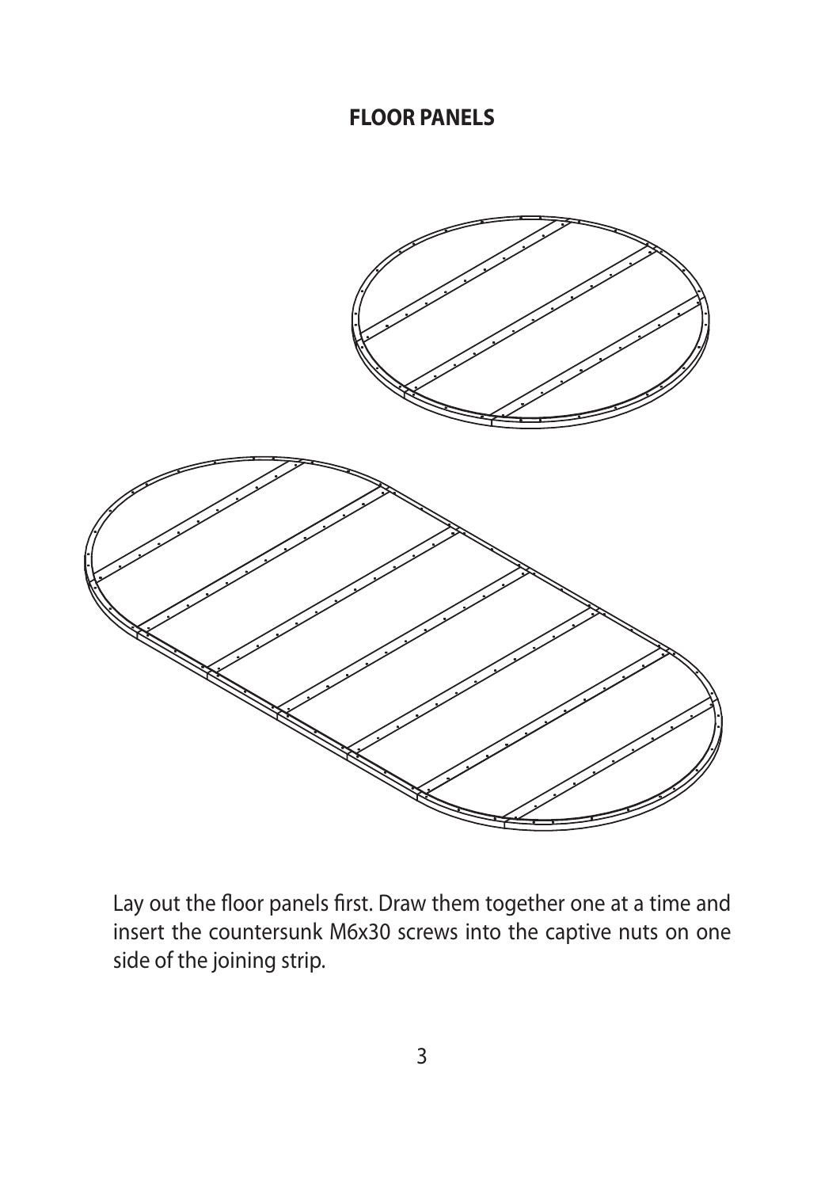## FLOOR PANELS

Lay out the floor panels first. Draw them together one at a time and insert the countersunk M6x30 screws into the captive nuts on one side of the joining strip.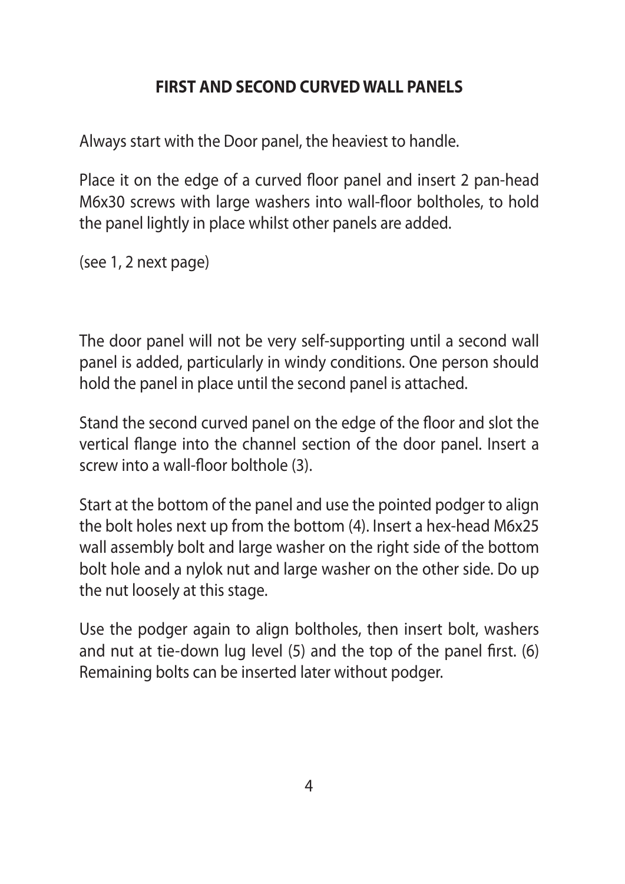## FIRST AND SECOND CURVED WALL PANELS

Always start with the Door panel, the heaviest to handle.

Place it on the edge of a curved floor panel and insert 2 pan-head M6x30 screws with large washers into wall-floor boltholes, to hold the panel lightly in place whilst other panels are added.

(see 1, 2 next page)

The door panel will not be very self-supporting until a second wall panel is added, particularly in windy conditions. One person should hold the panel in place until the second panel is attached.

Stand the second curved panel on the edge of the floor and slot the vertical flange into the channel section of the door panel. Insert a screw into a wall-floor bolthole (3).

Start at the bottom of the panel and use the pointed podger to align the bolt holes next up from the bottom (4). Insert a hex-head M6x25 wall assembly bolt and large washer on the right side of the bottom bolt hole and a nylok nut and large washer on the other side. Do up the nut loosely at this stage.

Use the podger again to align boltholes, then insert bolt, washers and nut at tie-down lug level (5) and the top of the panel first. (6) Remaining bolts can be inserted later without podger.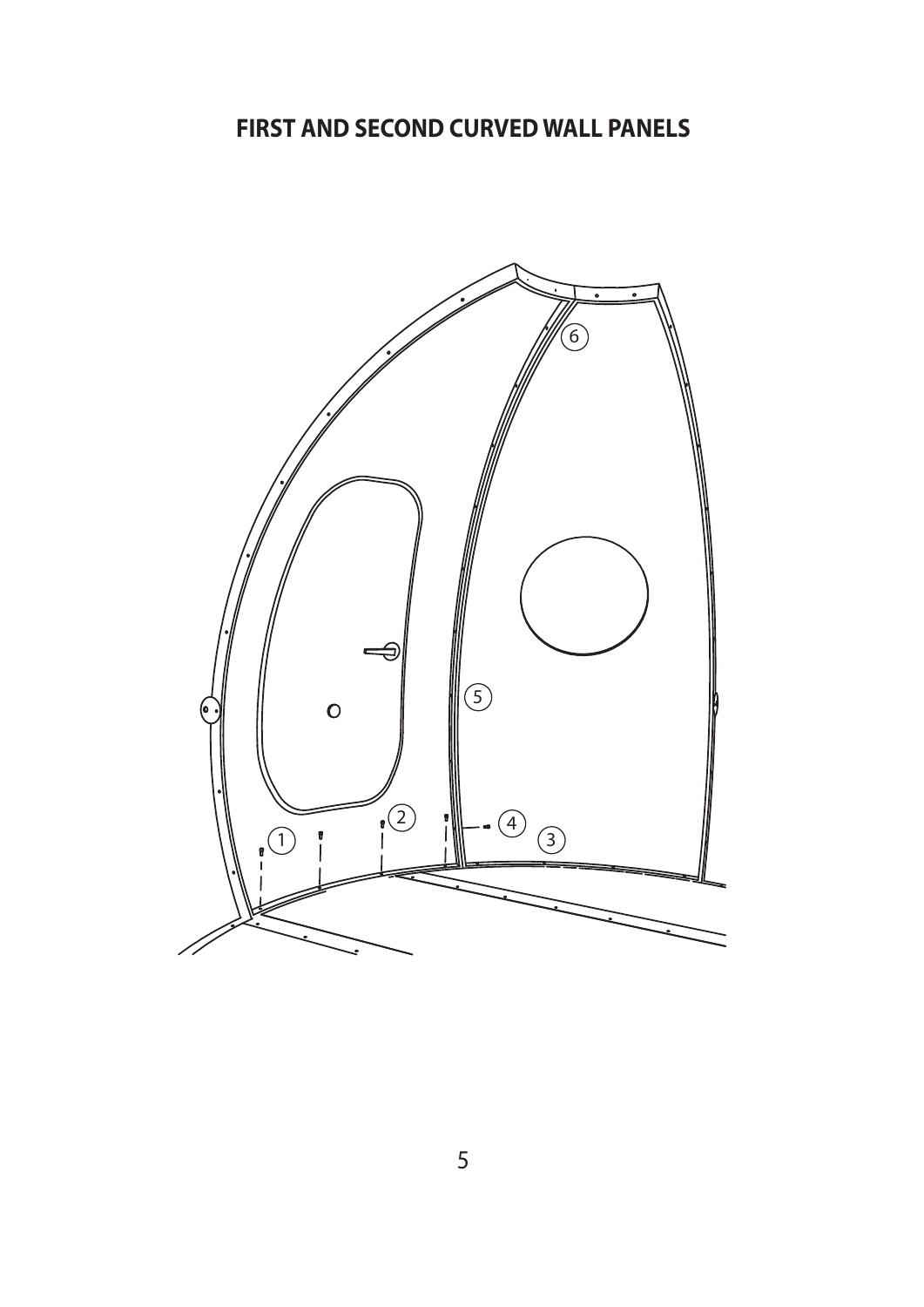# FIRST AND SECOND CURVED WALL PANELS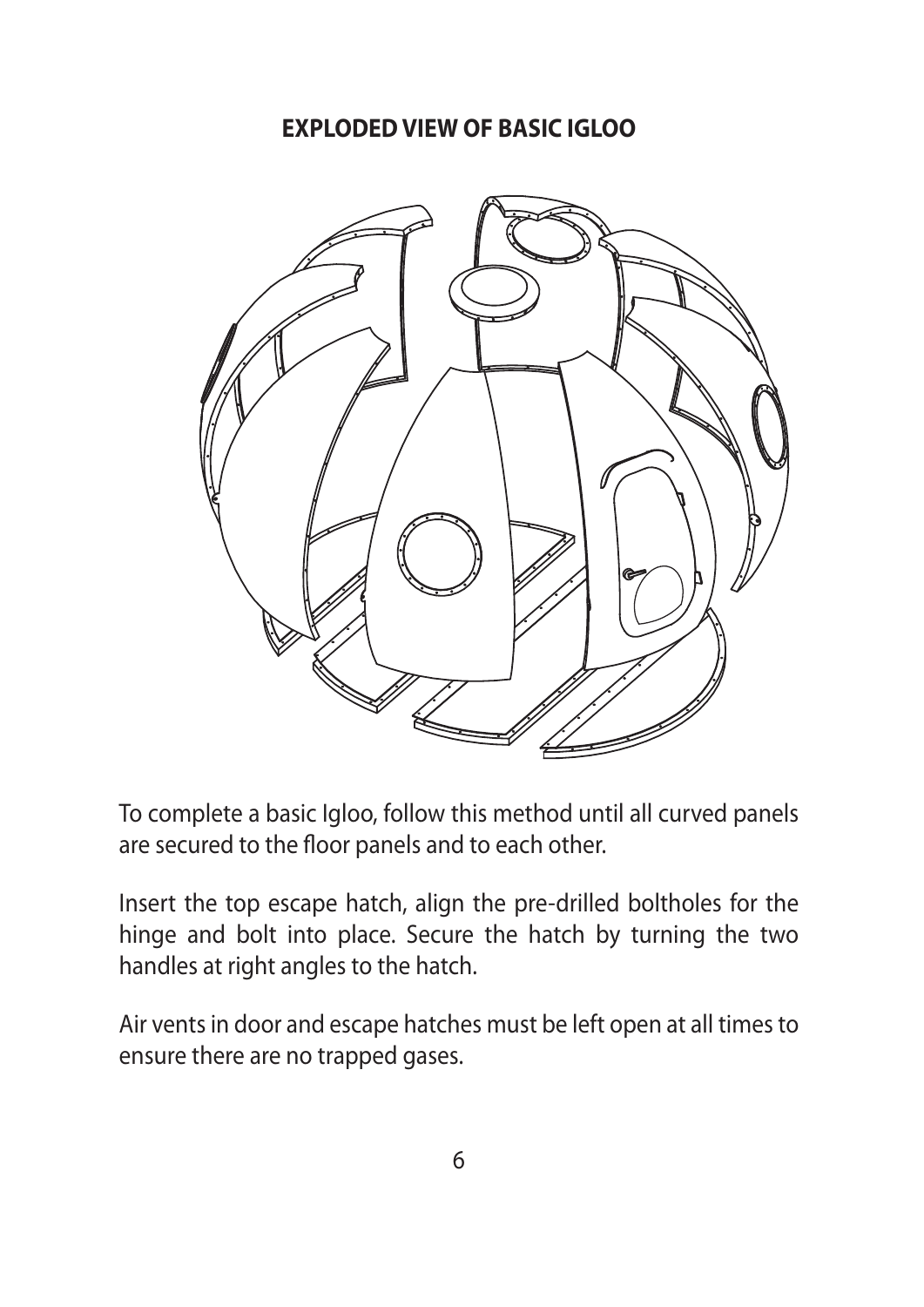**EXPLODED VIEW OF BASIC IGLOO**

To complete a basic Igloo, follow this method until all curved panels are secured to the floor panels and to each other.

Insert the top escape hatch, align the pre-drilled boltholes for the hinge and bolt into place. Secure the hatch by turning the two handles at right angles to the hatch.

Air vents in door and escape hatches must be left open at all times to ensure there are no trapped gases.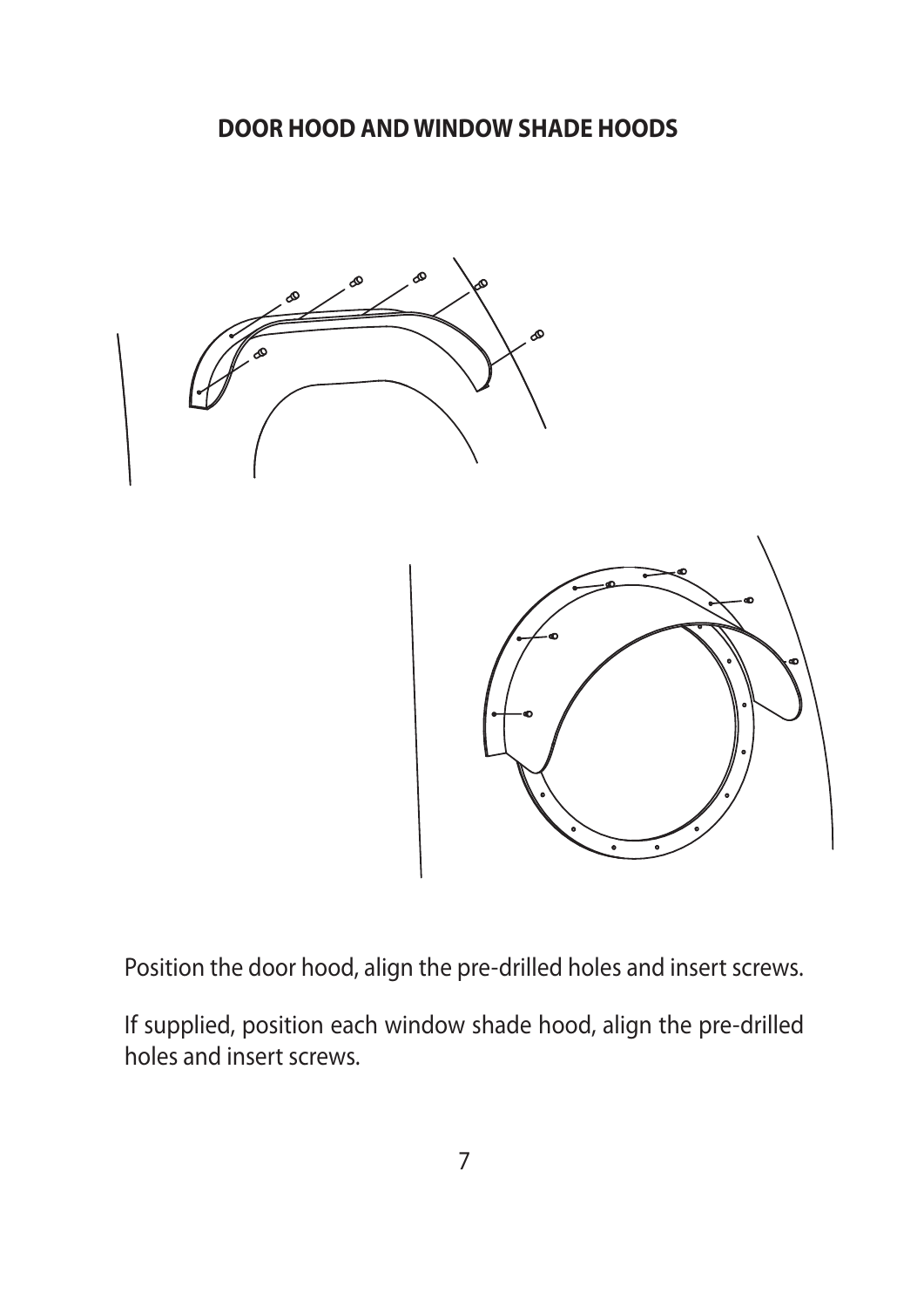## DOOR HOOD AND WINDOW SHADE HOODS

Position the door hood, align the pre-drilled holes and insert screws.

If supplied, position each window shade hood, align the pre-drilled holes and insert screws.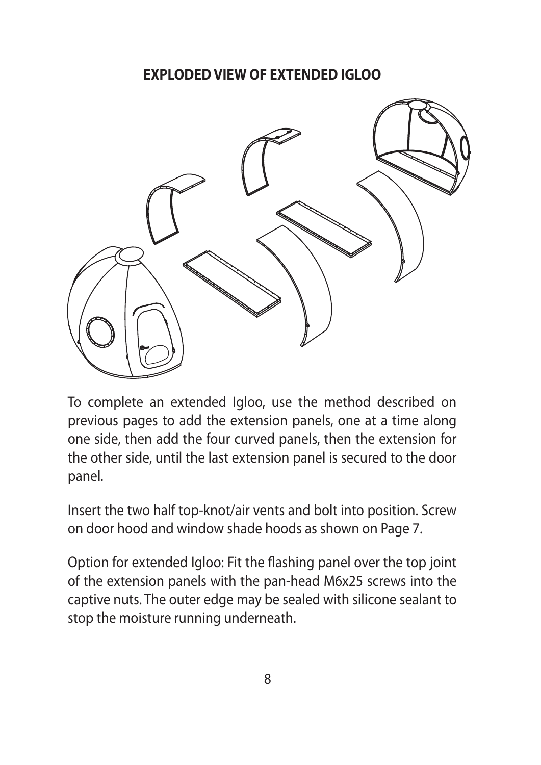## EXPLODED VIEW OF EXTENDED IGLOO

To complete an extended Igloo, use the method described on previous pages to add the extension panels, one at a time along one side, then add the four curved panels, then the extension for the other side, until the last extension panel is secured to the door panel.

Insert the two half top-knot/air vents and bolt into position. Screw on door hood and window shade hoods as shown on Page 7.

Option for extended Igloo: Fit the flashing panel over the top joint of the extension panels with the pan-head M6x25 screws into the captive nuts. The outer edge may be sealed with silicone sealant to stop the moisture running underneath.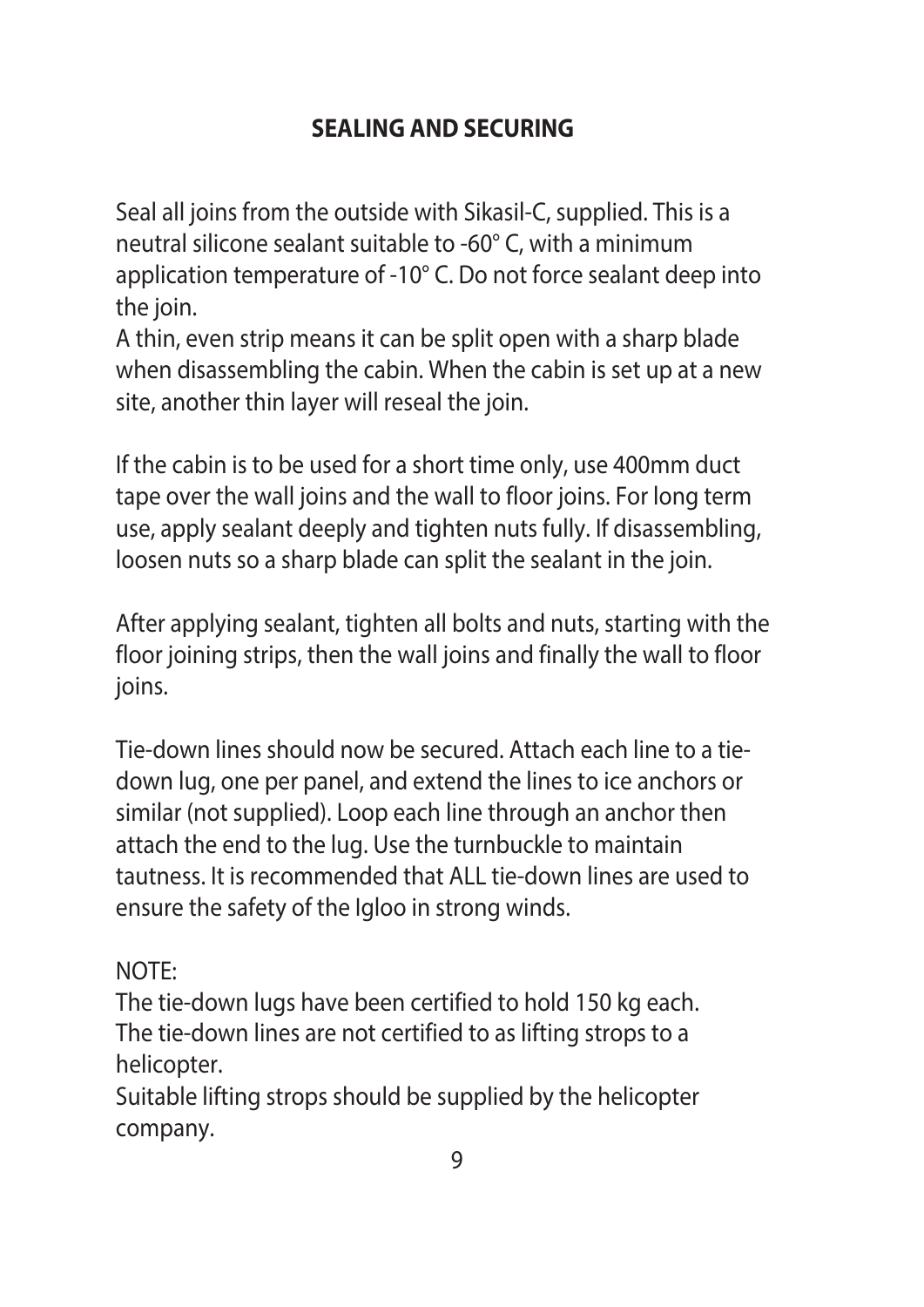## SEALING AND SECURING

Seal all joins from the outside with Sikasil-C, supplied. This is a neutral silicone sealant suitable to -60° C, with a minimum application temperature of -10° C. Do not force sealant deep into the join.
A thin, even strip means it can be split open with a sharp blade when disassembling the cabin. When the cabin is set up at a new site, another thin layer will reseal the join.

If the cabin is to be used for a short time only, use 400mm duct tape over the wall joins and the wall to floor joins. For long term use, apply sealant deeply and tighten nuts fully. If disassembling, loosen nuts so a sharp blade can split the sealant in the join.

After applying sealant, tighten all bolts and nuts, starting with the floor joining strips, then the wall joins and finally the wall to floor joins.

Tie-down lines should now be secured. Attach each line to a tie-down lug, one per panel, and extend the lines to ice anchors or similar (not supplied). Loop each line through an anchor then attach the end to the lug. Use the turnbuckle to maintain tautness. It is recommended that ALL tie-down lines are used to ensure the safety of the Igloo in strong winds.

NOTE:
The tie-down lugs have been certified to hold 150 kg each.
The tie-down lines are not certified to as lifting strops to a helicopter.
Suitable lifting strops should be supplied by the helicopter company.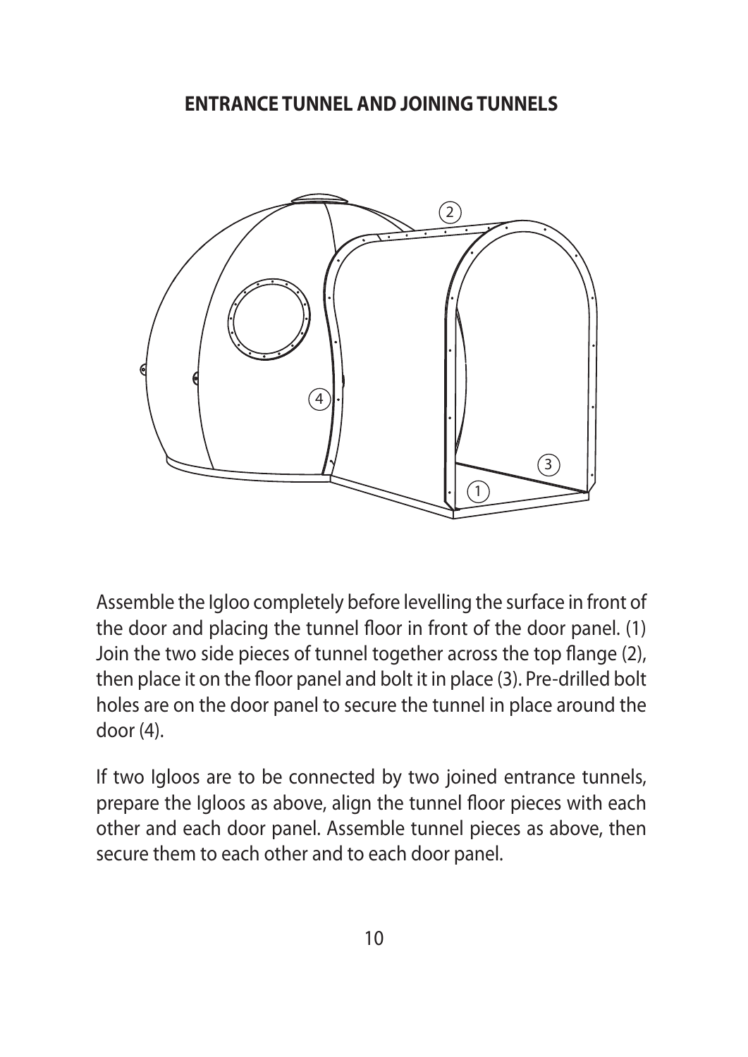## ENTRANCE TUNNEL AND JOINING TUNNELS

Assemble the Igloo completely before levelling the surface in front of the door and placing the tunnel floor in front of the door panel. (1) Join the two side pieces of tunnel together across the top flange (2), then place it on the floor panel and bolt it in place (3). Pre-drilled bolt holes are on the door panel to secure the tunnel in place around the door (4).

If two Igloos are to be connected by two joined entrance tunnels, prepare the Igloos as above, align the tunnel floor pieces with each other and each door panel. Assemble tunnel pieces as above, then secure them to each other and to each door panel.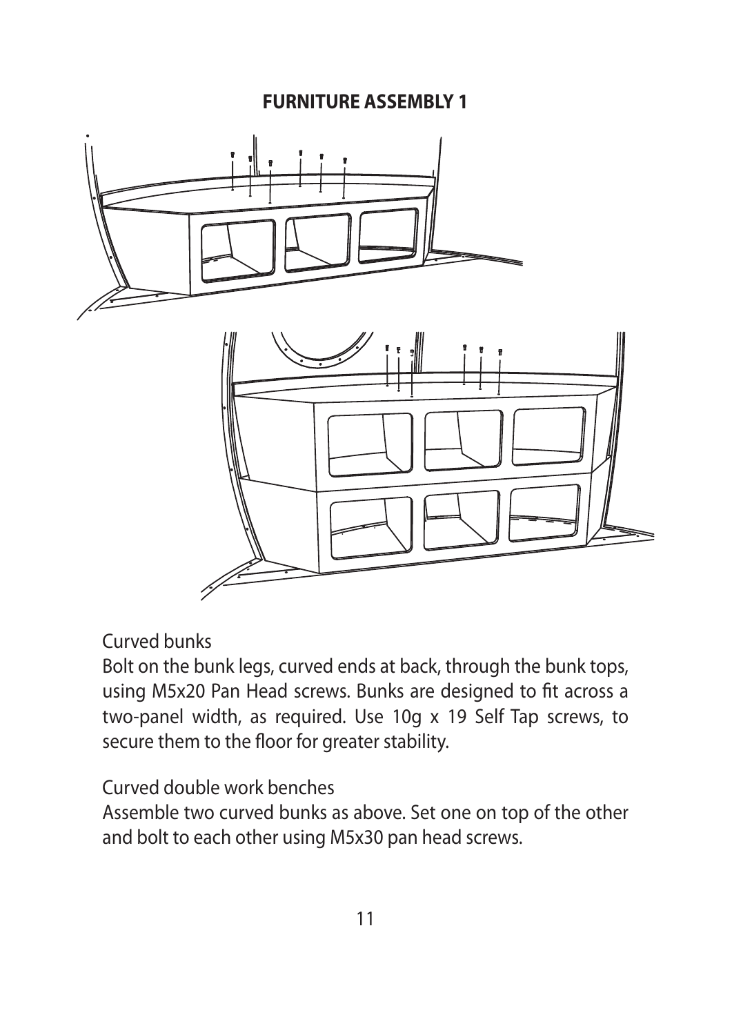# FURNITURE ASSEMBLY 1

Curved bunks

Bolt on the bunk legs, curved ends at back, through the bunk tops, using M5x20 Pan Head screws. Bunks are designed to fit across a two-panel width, as required. Use 10g x 19 Self Tap screws, to secure them to the floor for greater stability.

Curved double work benches

Assemble two curved bunks as above. Set one on top of the other and bolt to each other using M5x30 pan head screws.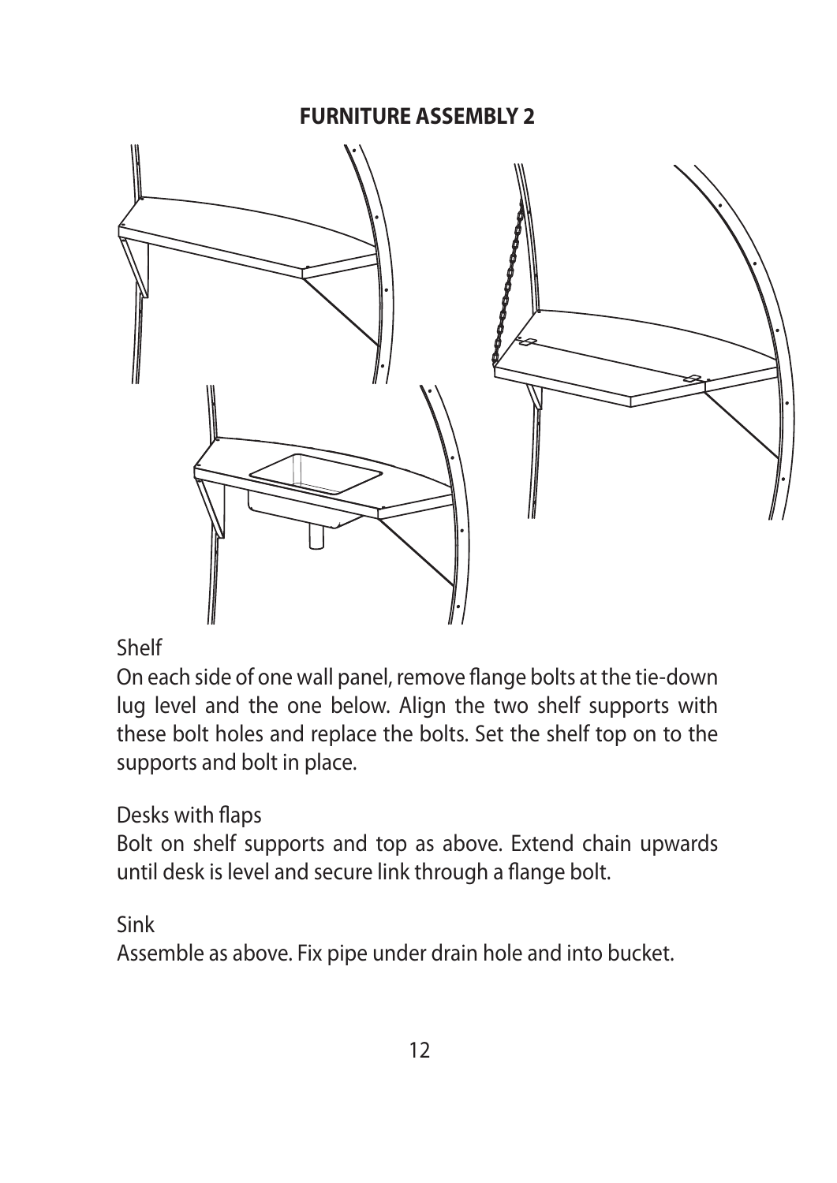# FURNITURE ASSEMBLY 2

Shelf

On each side of one wall panel, remove flange bolts at the tie-down lug level and the one below. Align the two shelf supports with these bolt holes and replace the bolts. Set the shelf top on to the supports and bolt in place.

Desks with flaps

Bolt on shelf supports and top as above. Extend chain upwards until desk is level and secure link through a flange bolt.

Sink

Assemble as above. Fix pipe under drain hole and into bucket.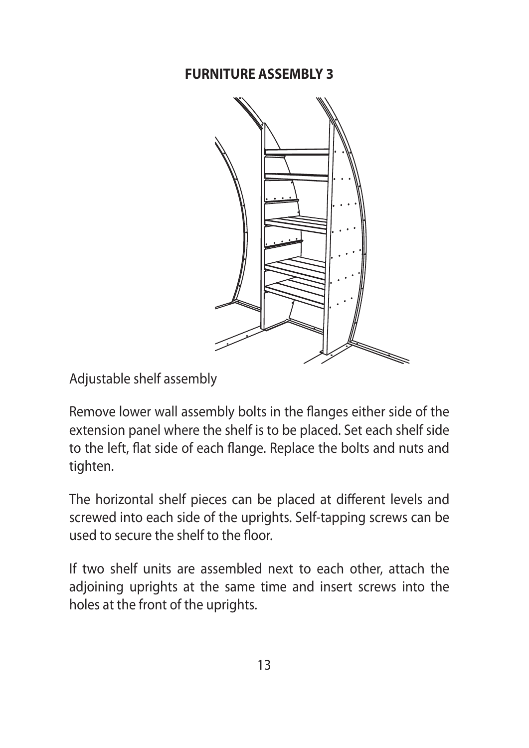## FURNITURE ASSEMBLY 3

Adjustable shelf assembly

Remove lower wall assembly bolts in the flanges either side of the extension panel where the shelf is to be placed. Set each shelf side to the left, flat side of each flange. Replace the bolts and nuts and tighten.

The horizontal shelf pieces can be placed at different levels and screwed into each side of the uprights. Self-tapping screws can be used to secure the shelf to the floor.

If two shelf units are assembled next to each other, attach the adjoining uprights at the same time and insert screws into the holes at the front of the uprights.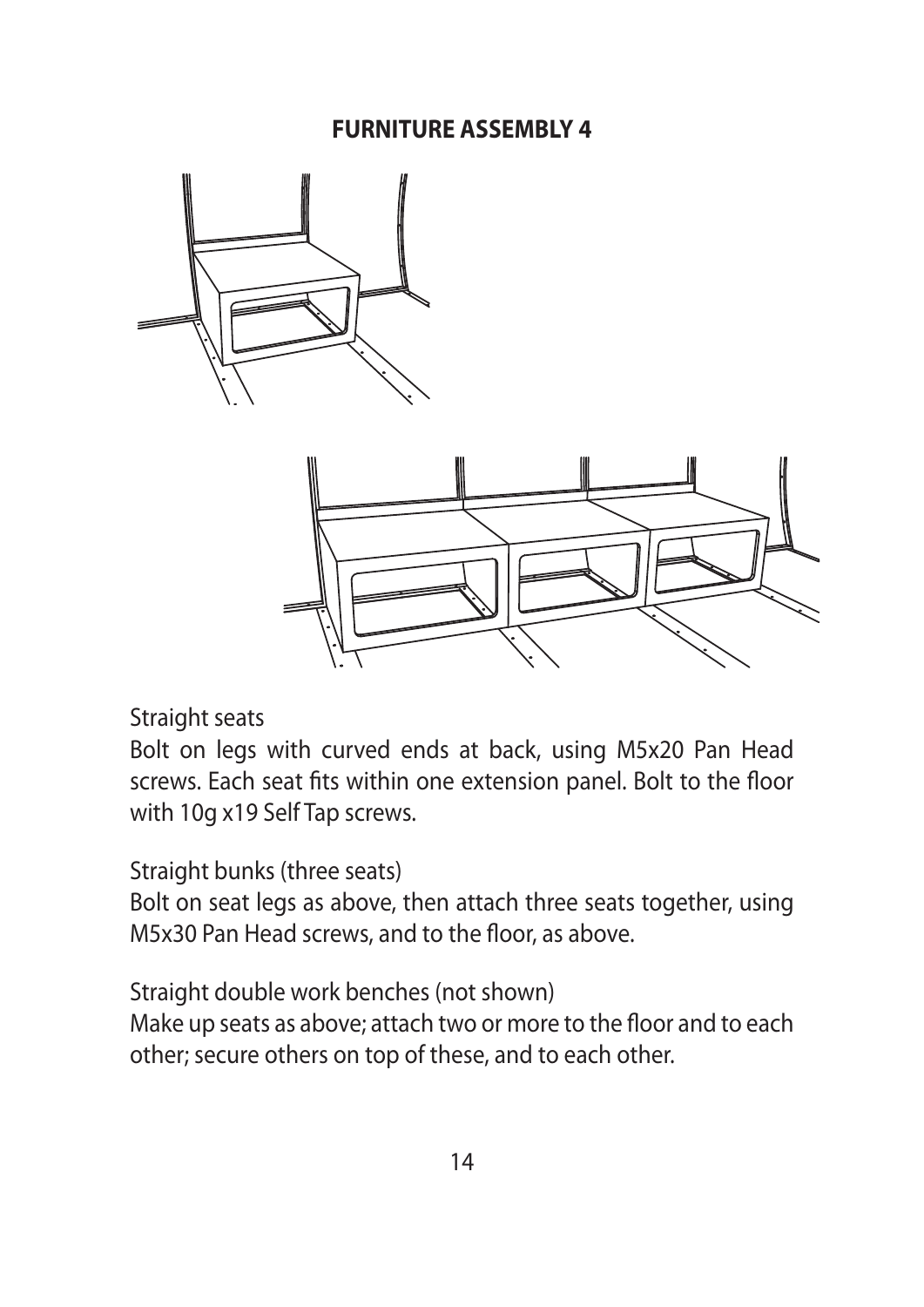# FURNITURE ASSEMBLY 4

Straight seats
Bolt on legs with curved ends at back, using M5x20 Pan Head screws. Each seat fits within one extension panel. Bolt to the floor with 10g x19 Self Tap screws.

Straight bunks (three seats)
Bolt on seat legs as above, then attach three seats together, using M5x30 Pan Head screws, and to the floor, as above.

Straight double work benches (not shown)
Make up seats as above; attach two or more to the floor and to each other; secure others on top of these, and to each other.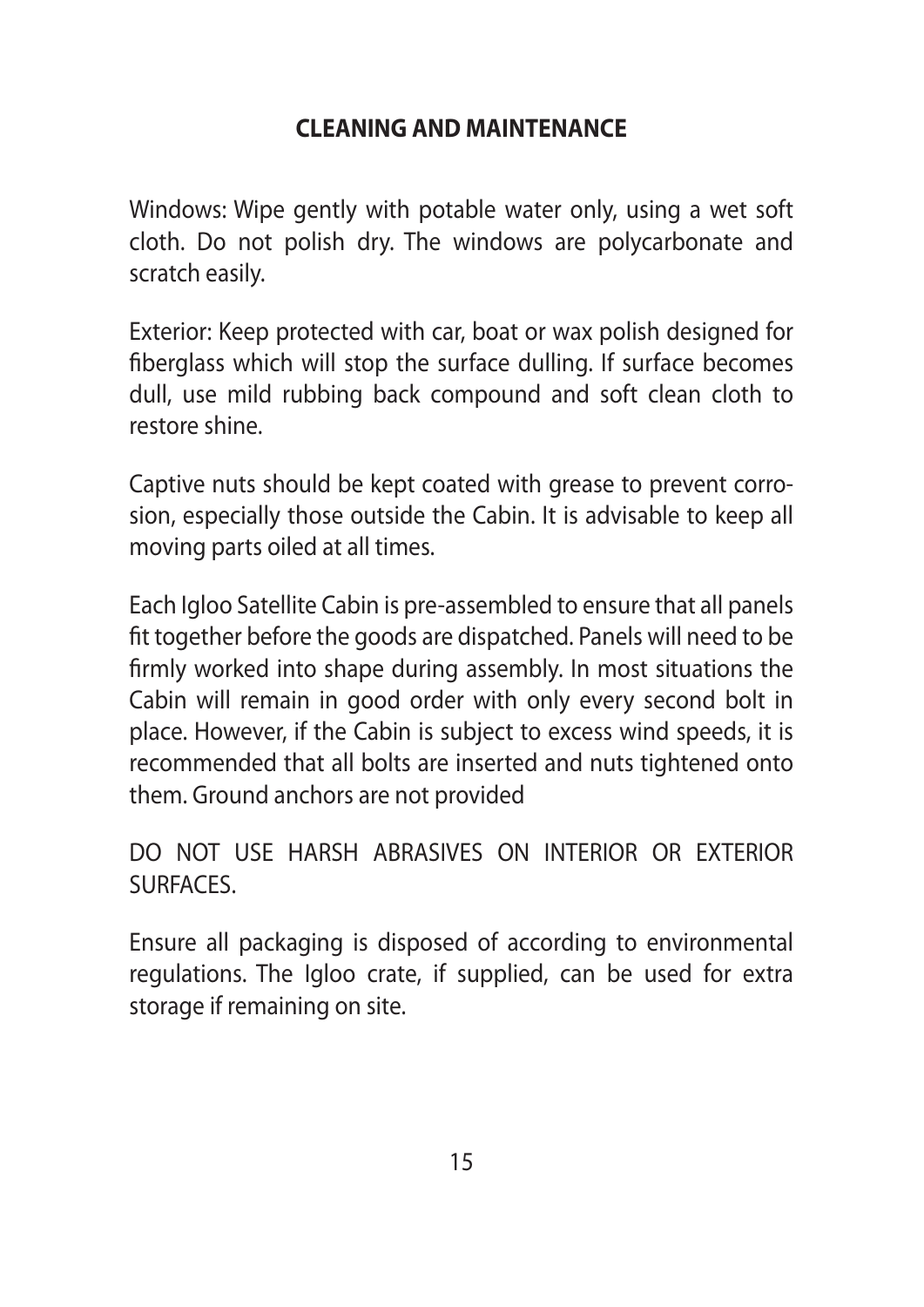## CLEANING AND MAINTENANCE

Windows: Wipe gently with potable water only, using a wet soft cloth. Do not polish dry. The windows are polycarbonate and scratch easily.

Exterior: Keep protected with car, boat or wax polish designed for fiberglass which will stop the surface dulling. If surface becomes dull, use mild rubbing back compound and soft clean cloth to restore shine.

Captive nuts should be kept coated with grease to prevent corrosion, especially those outside the Cabin. It is advisable to keep all moving parts oiled at all times.

Each Igloo Satellite Cabin is pre-assembled to ensure that all panels fit together before the goods are dispatched. Panels will need to be firmly worked into shape during assembly. In most situations the Cabin will remain in good order with only every second bolt in place. However, if the Cabin is subject to excess wind speeds, it is recommended that all bolts are inserted and nuts tightened onto them. Ground anchors are not provided

DO NOT USE HARSH ABRASIVES ON INTERIOR OR EXTERIOR SURFACES.

Ensure all packaging is disposed of according to environmental regulations. The Igloo crate, if supplied, can be used for extra storage if remaining on site.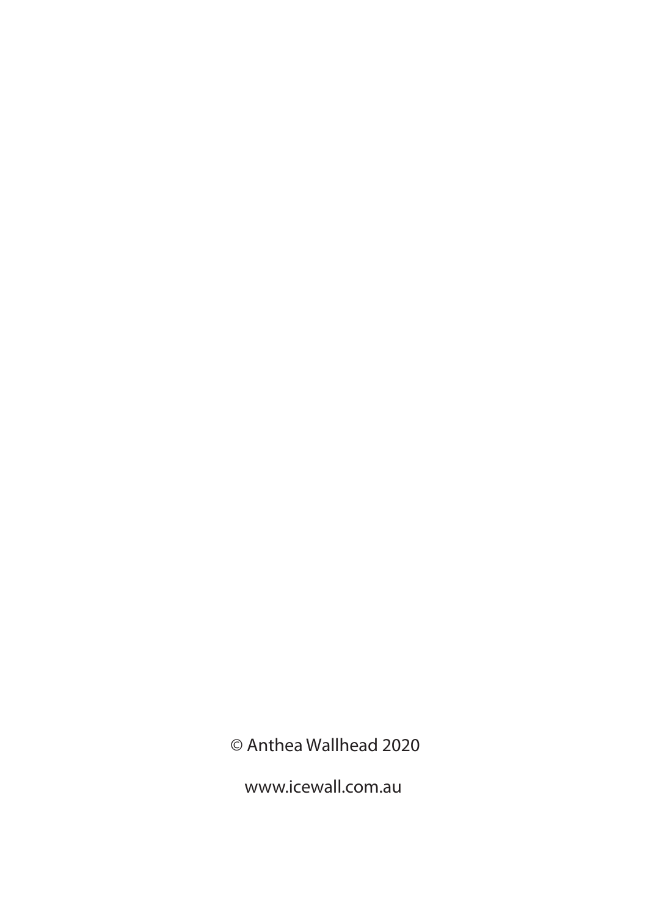© Anthea Wallhead 2020

www.icewall.com.au